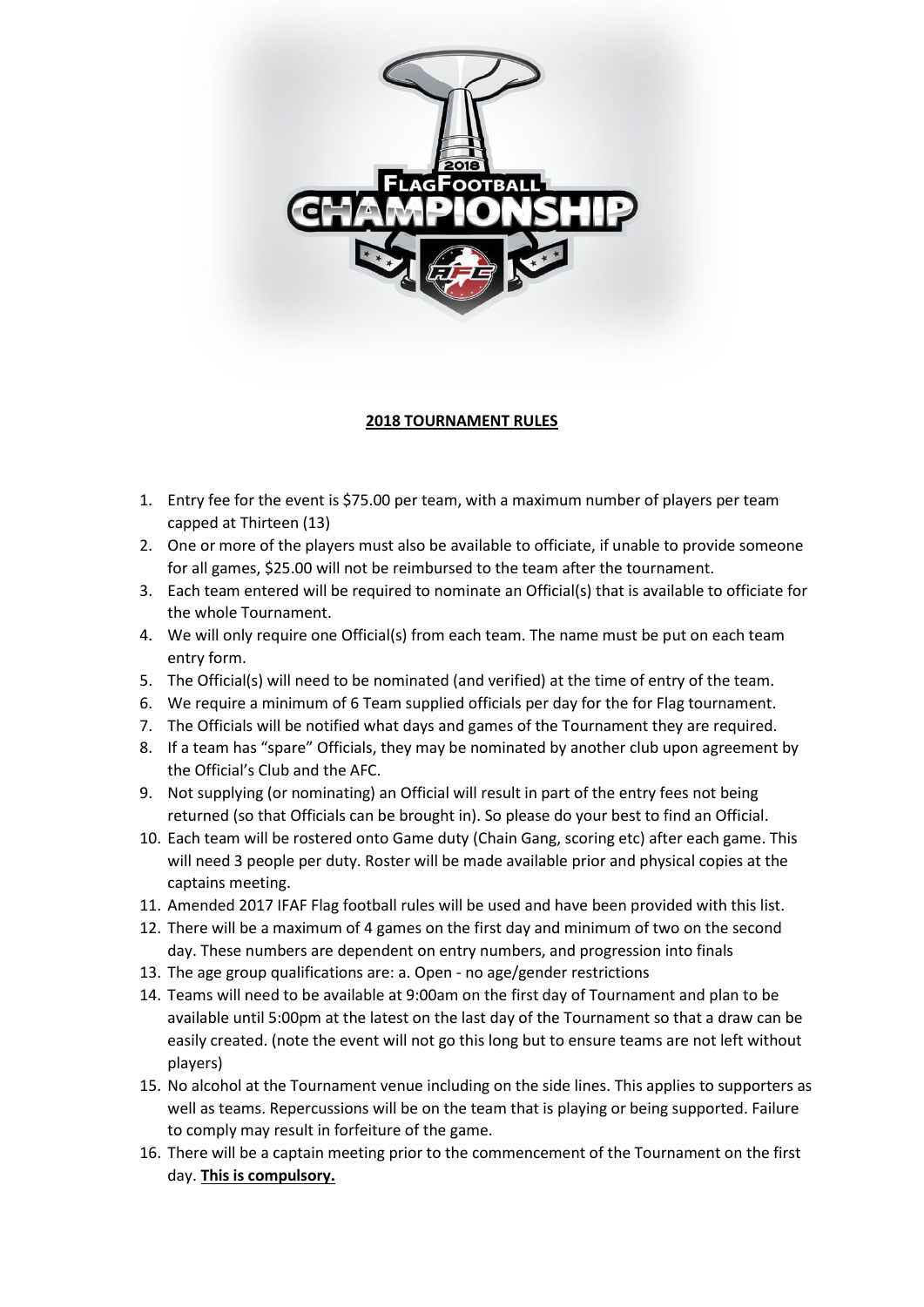## 2018 TOURNAMENT RULES

1. Entry fee for the event is $75.00 per team, with a maximum number of players per team capped at Thirteen (13)
2. One or more of the players must also be available to officiate, if unable to provide someone for all games, $25.00 will not be reimbursed to the team after the tournament.
3. Each team entered will be required to nominate an Official(s) that is available to officiate for the whole Tournament.
4. We will only require one Official(s) from each team. The name must be put on each team entry form.
5. The Official(s) will need to be nominated (and verified) at the time of entry of the team.
6. We require a minimum of 6 Team supplied officials per day for the for Flag tournament.
7. The Officials will be notified what days and games of the Tournament they are required.
8. If a team has "spare" Officials, they may be nominated by another club upon agreement by the Official's Club and the AFC.
9. Not supplying (or nominating) an Official will result in part of the entry fees not being returned (so that Officials can be brought in). So please do your best to find an Official.
10. Each team will be rostered onto Game duty (Chain Gang, scoring etc) after each game. This will need 3 people per duty. Roster will be made available prior and physical copies at the captains meeting.
11. Amended 2017 IFAF Flag football rules will be used and have been provided with this list.
12. There will be a maximum of 4 games on the first day and minimum of two on the second day. These numbers are dependent on entry numbers, and progression into finals
13. The age group qualifications are: a. Open - no age/gender restrictions
14. Teams will need to be available at 9:00am on the first day of Tournament and plan to be available until 5:00pm at the latest on the last day of the Tournament so that a draw can be easily created. (note the event will not go this long but to ensure teams are not left without players)
15. No alcohol at the Tournament venue including on the side lines. This applies to supporters as well as teams. Repercussions will be on the team that is playing or being supported. Failure to comply may result in forfeiture of the game.
16. There will be a captain meeting prior to the commencement of the Tournament on the first day. **This is compulsory.**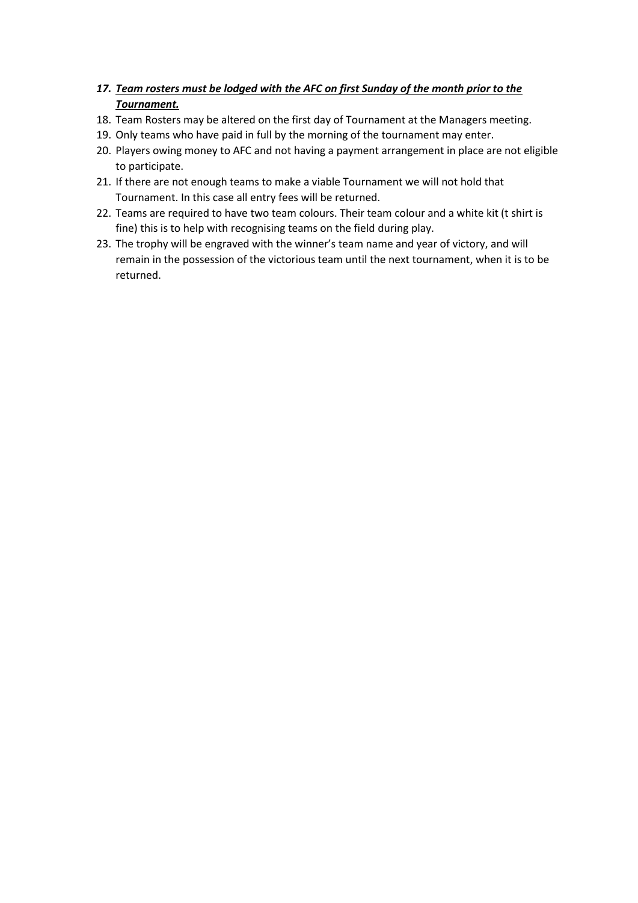17. ***Team rosters must be lodged with the AFC on first Sunday of the month prior to the Tournament.***
18. Team Rosters may be altered on the first day of Tournament at the Managers meeting.
19. Only teams who have paid in full by the morning of the tournament may enter.
20. Players owing money to AFC and not having a payment arrangement in place are not eligible to participate.
21. If there are not enough teams to make a viable Tournament we will not hold that Tournament. In this case all entry fees will be returned.
22. Teams are required to have two team colours. Their team colour and a white kit (t shirt is fine) this is to help with recognising teams on the field during play.
23. The trophy will be engraved with the winner's team name and year of victory, and will remain in the possession of the victorious team until the next tournament, when it is to be returned.